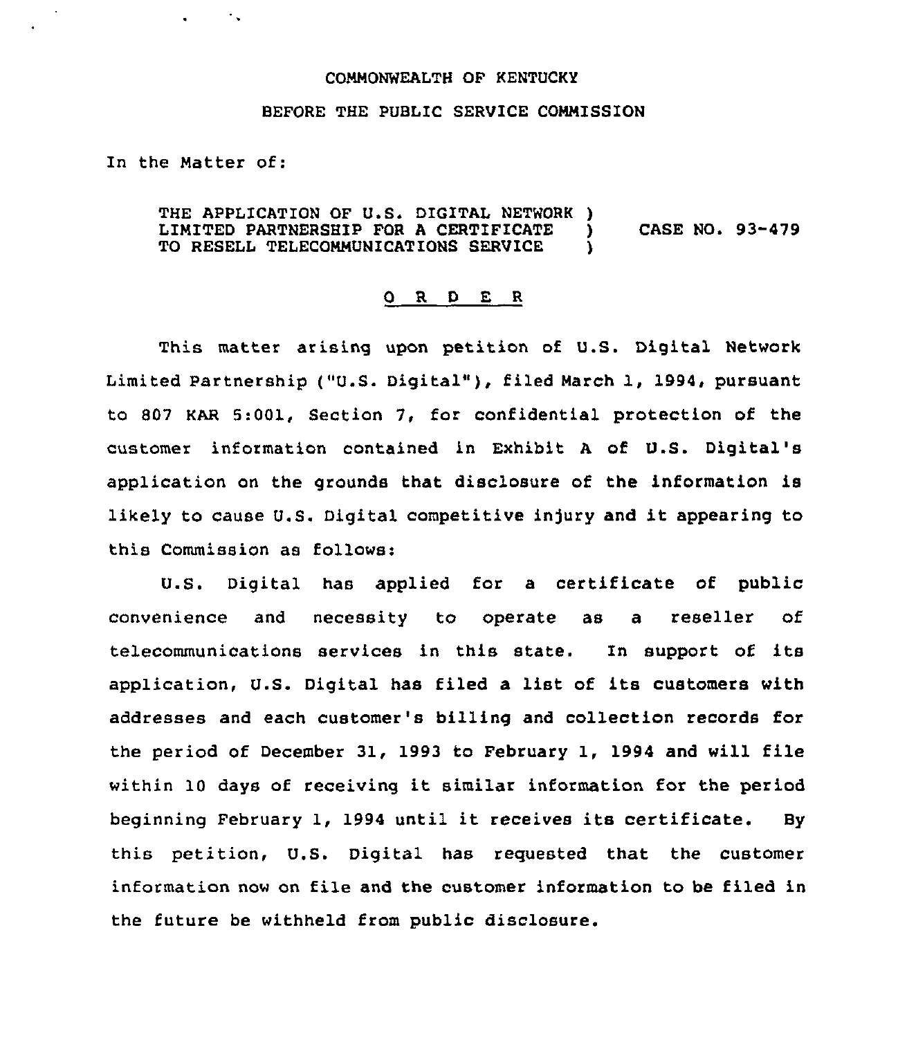COMMONWEALTH OF KENTUCKY

BEFORE THE PUBLIC SERVICE COMMISSION

In the Matter of:

THE APPLICATION OF U.S. DIGITAL NETWORK )
LIMITED PARTNERSHIP FOR A CERTIFICATE ) CASE NO. 93-479
TO RESELL TELECOMMUNICATIONS SERVICE )

## O R D E R

This matter arising upon petition of U.S. Digital Network Limited Partnership ("U.S. Digital"), filed March 1, 1994, pursuant to 807 KAR 5:001, Section 7, for confidential protection of the customer information contained in Exhibit A of U.S. Digital's application on the grounds that disclosure of the information is likely to cause U.S. Digital competitive injury and it appearing to this Commission as follows:

U.S. Digital has applied for a certificate of public convenience and necessity to operate as a reseller of telecommunications services in this state. In support of its application, U.S. Digital has filed a list of its customers with addresses and each customer's billing and collection records for the period of December 31, 1993 to February 1, 1994 and will file within 10 days of receiving it similar information for the period beginning February 1, 1994 until it receives its certificate. By this petition, U.S. Digital has requested that the customer information now on file and the customer information to be filed in the future be withheld from public disclosure.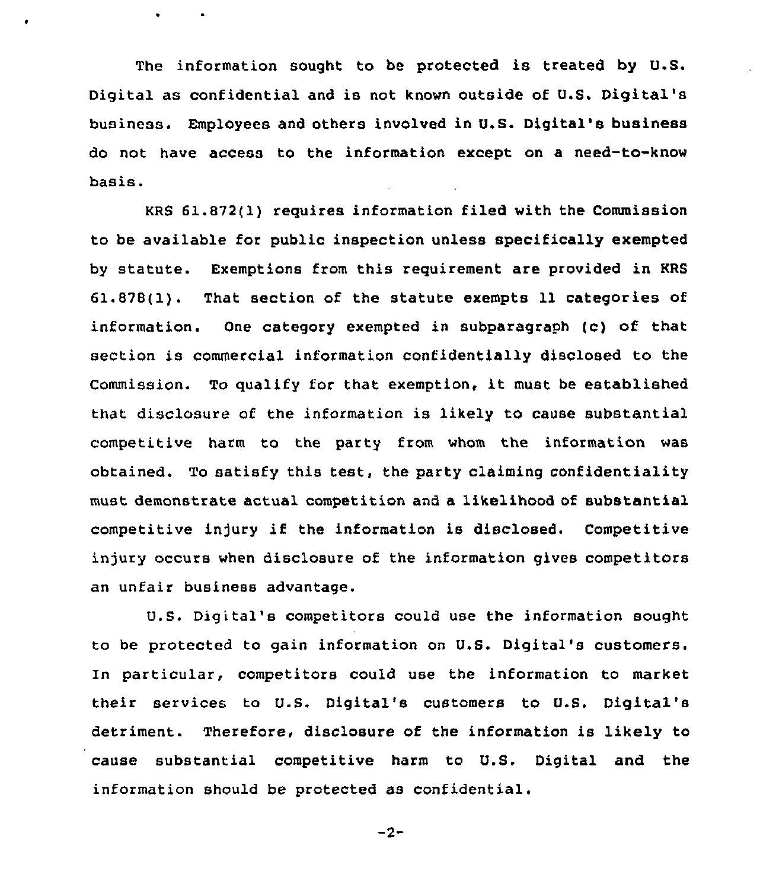The information sought to be protected is treated by U.S. Digital as confidential and is not known outside of U.S. Digital's business. Employees and others involved in U.S. Digital's business do not have access to the information except on a need-to-know basis.

KRS 61.872(1) requires information filed with the Commission to be available for public inspection unless specifically exempted by statute. Exemptions from this requirement are provided in KRS 61.878(1). That section of the statute exempts 11 categories of information. One category exempted in subparagraph (c) of that section is commercial information confidentially disclosed to the Commission. To qualify for that exemption, it must be established that disclosure of the information is likely to cause substantial competitive harm to the party from whom the information was obtained. To satisfy this test, the party claiming confidentiality must demonstrate actual competition and a likelihood of substantial competitive injury if the information is disclosed. Competitive injury occurs when disclosure of the information gives competitors an unfair business advantage.

U.S. Digital's competitors could use the information sought to be protected to gain information on U.S. Digital's customers. In particular, competitors could use the information to market their services to U.S. Digital's customers to U.S. Digital's detriment. Therefore, disclosure of the information is likely to cause substantial competitive harm to U.S. Digital and the information should be protected as confidential.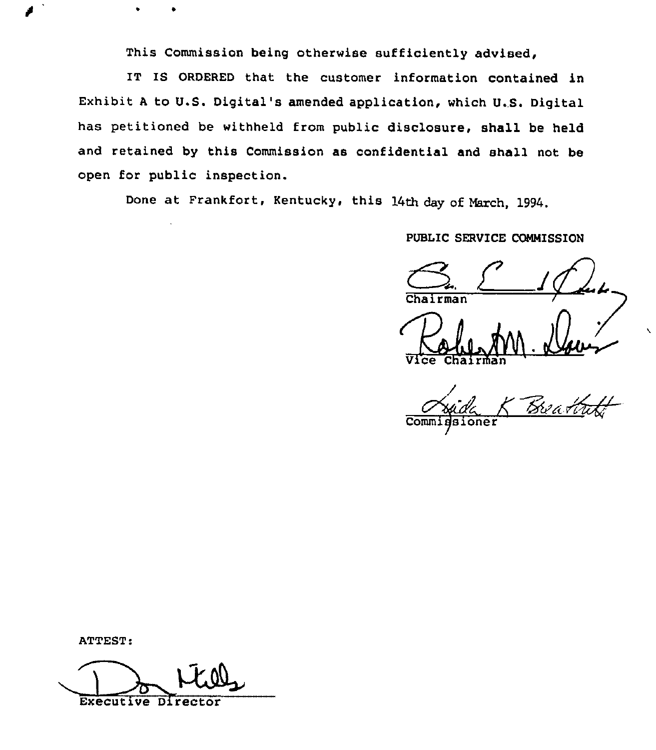This Commission being otherwise sufficiently advised,

IT IS ORDERED that the customer information contained in Exhibit A to U.S. Digital's amended application, which U.S. Digital has petitioned be withheld from public disclosure, shall be held and retained by this Commission as confidential and shall not be open for public inspection.

Done at Frankfort, Kentucky, this 14th day of March, 1994.

PUBLIC SERVICE COMMISSION

Chairman

Vice Chairman

Commissioner

ATTEST:

Executive Director